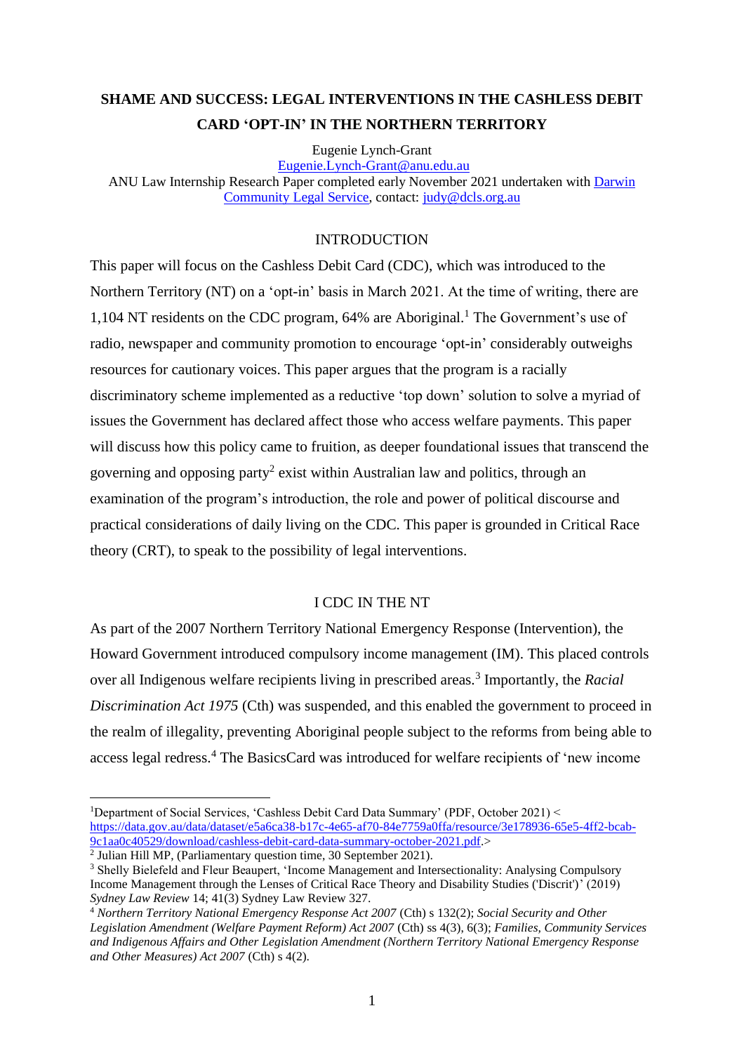# SHAME AND SUCCESS: LEGAL INTERVENTIONS IN THE CASHLESS DEBIT CARD 'OPT-IN' IN THE NORTHERN TERRITORY

Eugenie Lynch-Grant
Eugenie.Lynch-Grant@anu.edu.au
ANU Law Internship Research Paper completed early November 2021 undertaken with Darwin Community Legal Service, contact: judy@dcls.org.au

## INTRODUCTION

This paper will focus on the Cashless Debit Card (CDC), which was introduced to the Northern Territory (NT) on a 'opt-in' basis in March 2021. At the time of writing, there are 1,104 NT residents on the CDC program, 64% are Aboriginal.[1] The Government's use of radio, newspaper and community promotion to encourage 'opt-in' considerably outweighs resources for cautionary voices. This paper argues that the program is a racially discriminatory scheme implemented as a reductive 'top down' solution to solve a myriad of issues the Government has declared affect those who access welfare payments. This paper will discuss how this policy came to fruition, as deeper foundational issues that transcend the governing and opposing party[2] exist within Australian law and politics, through an examination of the program's introduction, the role and power of political discourse and practical considerations of daily living on the CDC. This paper is grounded in Critical Race theory (CRT), to speak to the possibility of legal interventions.

## I CDC IN THE NT

As part of the 2007 Northern Territory National Emergency Response (Intervention), the Howard Government introduced compulsory income management (IM). This placed controls over all Indigenous welfare recipients living in prescribed areas.[3] Importantly, the *Racial Discrimination Act 1975* (Cth) was suspended, and this enabled the government to proceed in the realm of illegality, preventing Aboriginal people subject to the reforms from being able to access legal redress.[4] The BasicsCard was introduced for welfare recipients of 'new income

---

[1] Department of Social Services, 'Cashless Debit Card Data Summary' (PDF, October 2021) < https://data.gov.au/data/dataset/e5a6ca38-b17c-4e65-af70-84e7759a0ffa/resource/3e178936-65e5-4ff2-bcab-9c1aa0c40529/download/cashless-debit-card-data-summary-october-2021.pdf.>

[2] Julian Hill MP, (Parliamentary question time, 30 September 2021).

[3] Shelly Bielefeld and Fleur Beaupert, 'Income Management and Intersectionality: Analysing Compulsory Income Management through the Lenses of Critical Race Theory and Disability Studies ('Discrit')' (2019) *Sydney Law Review* 14; 41(3) Sydney Law Review 327.

[4] *Northern Territory National Emergency Response Act 2007* (Cth) s 132(2); *Social Security and Other Legislation Amendment (Welfare Payment Reform) Act 2007* (Cth) ss 4(3), 6(3); *Families, Community Services and Indigenous Affairs and Other Legislation Amendment (Northern Territory National Emergency Response and Other Measures) Act 2007* (Cth) s 4(2).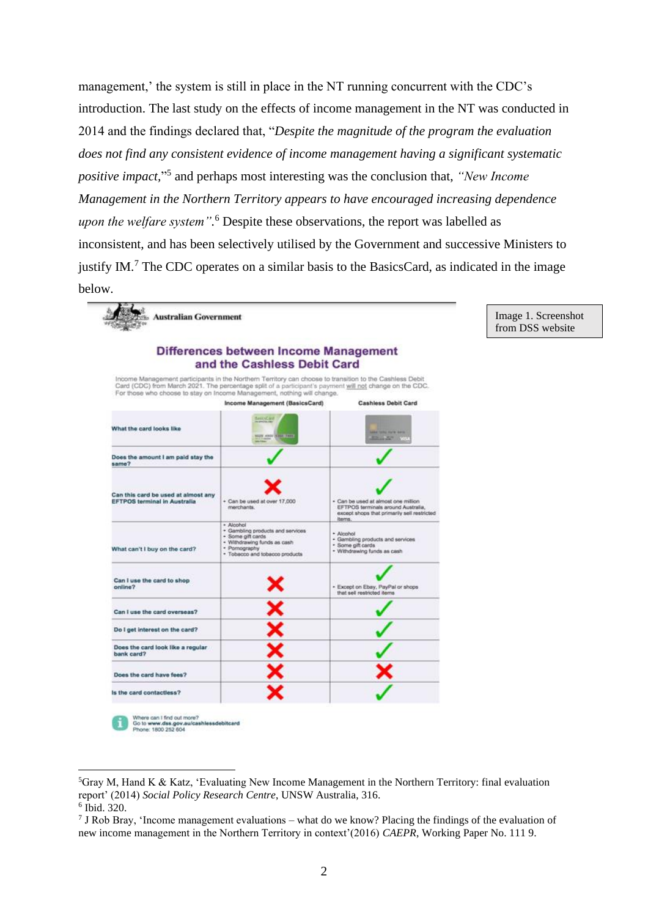management,' the system is still in place in the NT running concurrent with the CDC's introduction. The last study on the effects of income management in the NT was conducted in 2014 and the findings declared that, "*Despite the magnitude of the program the evaluation does not find any consistent evidence of income management having a significant systematic positive impact*,"[5] and perhaps most interesting was the conclusion that, *"New Income Management in the Northern Territory appears to have encouraged increasing dependence upon the welfare system"*.[6] Despite these observations, the report was labelled as inconsistent, and has been selectively utilised by the Government and successive Ministers to justify IM.[7] The CDC operates on a similar basis to the BasicsCard, as indicated in the image below.

Australian Government

**Differences between Income Management and the Cashless Debit Card**

Income Management participants in the Northern Territory can choose to transition to the Cashless Debit Card (CDC) from March 2021. The percentage split of a participant's payment will not change on the CDC. For those who choose to stay on Income Management, nothing will change.

| | Income Management (BasicsCard) | Cashless Debit Card |
|---|---|---|
| What the card looks like | | |
| Does the amount I am paid stay the same? | ✓ | ✓ |
| Can this card be used at almost any EFTPOS terminal in Australia | ✗ • Can be used at over 17,000 merchants. | ✓ • Can be used at almost one million EFTPOS terminals around Australia, except shops that primarily sell restricted items. |
| What can't I buy on the card? | • Alcohol • Gambling products and services • Some gift cards • Withdrawing funds as cash • Pornography • Tobacco and tobacco products | • Alcohol • Gambling products and services • Some gift cards • Withdrawing funds as cash |
| Can I use the card to shop online? | ✗ | ✓ • Except on Ebay, PayPal or shops that sell restricted items |
| Can I use the card overseas? | ✗ | ✓ |
| Do I get interest on the card? | ✗ | ✓ |
| Does the card look like a regular bank card? | ✗ | ✓ |
| Does the card have fees? | ✗ | ✗ |
| Is the card contactless? | ✗ | ✓ |

Where can I find out more?
Go to **www.dss.gov.au/cashlessdebitcard**
Phone: 1800 252 604

Image 1. Screenshot from DSS website

---

[5] Gray M, Hand K & Katz, 'Evaluating New Income Management in the Northern Territory: final evaluation report' (2014) *Social Policy Research Centre*, UNSW Australia, 316.

[6] Ibid. 320.

[7] J Rob Bray, 'Income management evaluations – what do we know? Placing the findings of the evaluation of new income management in the Northern Territory in context'(2016) *CAEPR*, Working Paper No. 111 9.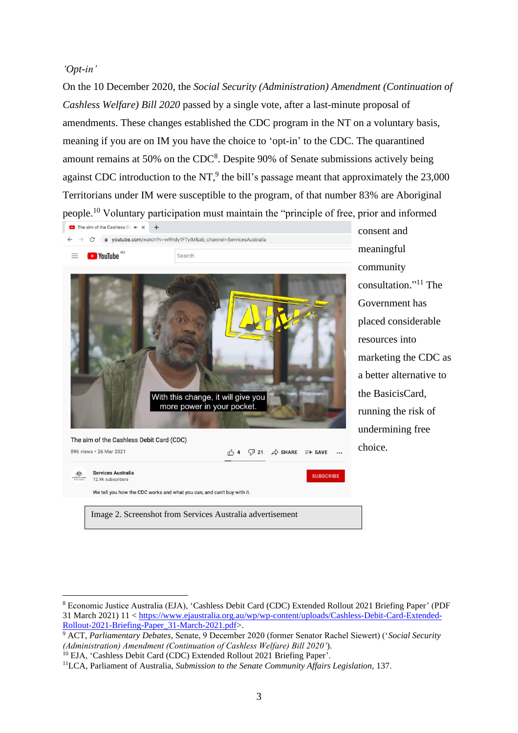*'Opt-in'*

On the 10 December 2020, the *Social Security (Administration) Amendment (Continuation of Cashless Welfare) Bill 2020* passed by a single vote, after a last-minute proposal of amendments. These changes established the CDC program in the NT on a voluntary basis, meaning if you are on IM you have the choice to 'opt-in' to the CDC. The quarantined amount remains at 50% on the CDC[8]. Despite 90% of Senate submissions actively being against CDC introduction to the NT,[9] the bill's passage meant that approximately the 23,000 Territorians under IM were susceptible to the program, of that number 83% are Aboriginal people.[10] Voluntary participation must maintain the "principle of free, prior and informed consent and meaningful community consultation."[11] The Government has placed considerable resources into marketing the CDC as a better alternative to the BasicisCard, running the risk of undermining free choice.

Image 2. Screenshot from Services Australia advertisement

---

[8] Economic Justice Australia (EJA), 'Cashless Debit Card (CDC) Extended Rollout 2021 Briefing Paper' (PDF 31 March 2021) 11 < https://www.ejaustralia.org.au/wp/wp-content/uploads/Cashless-Debit-Card-Extended-Rollout-2021-Briefing-Paper_31-March-2021.pdf>.

[9] ACT, *Parliamentary Debates*, Senate, 9 December 2020 (former Senator Rachel Siewert) ('*Social Security (Administration) Amendment (Continuation of Cashless Welfare) Bill 2020*').

[10] EJA, 'Cashless Debit Card (CDC) Extended Rollout 2021 Briefing Paper'.

[11] LCA, Parliament of Australia, *Submission to the Senate Community Affairs Legislation*, 137.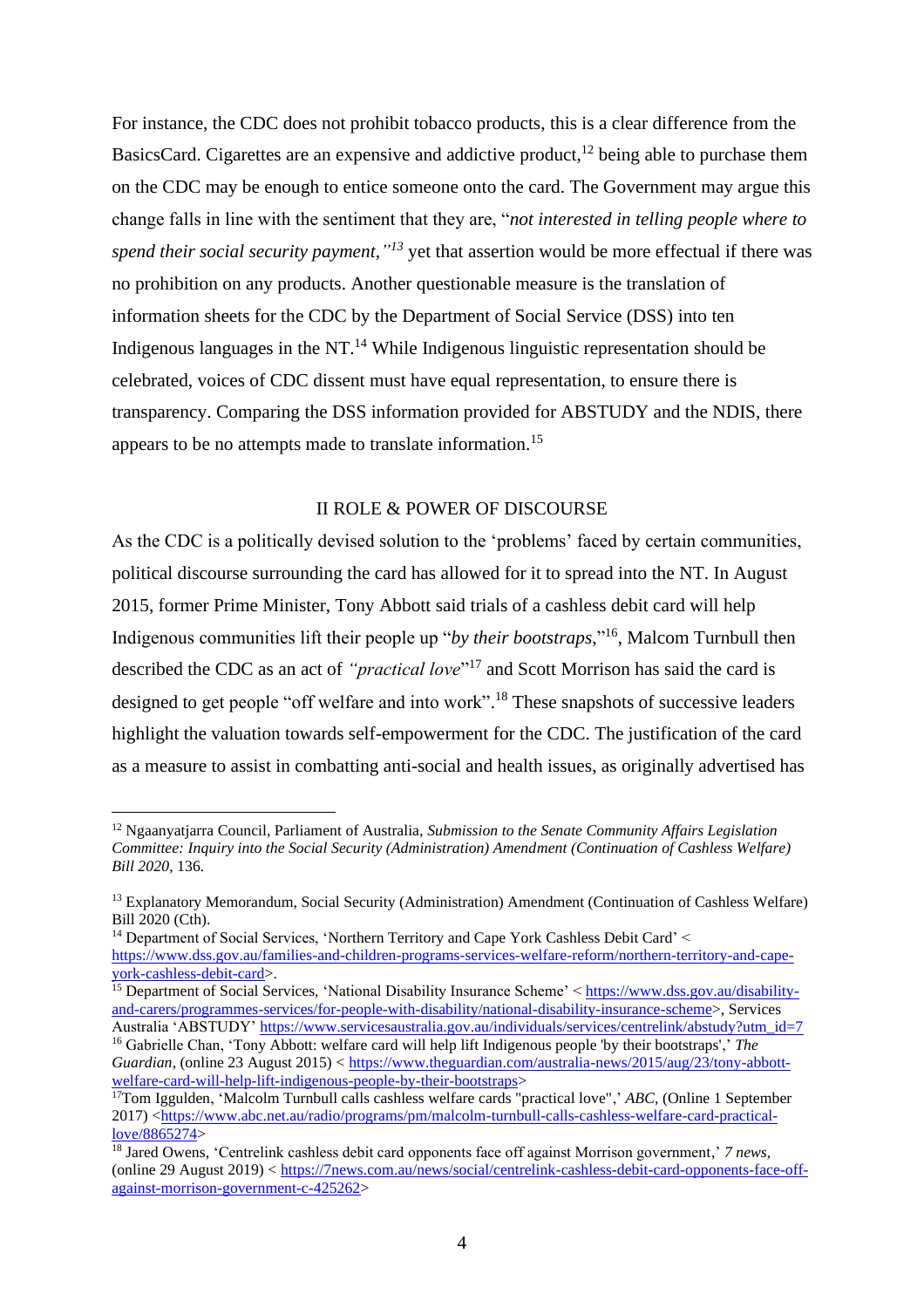For instance, the CDC does not prohibit tobacco products, this is a clear difference from the BasicsCard. Cigarettes are an expensive and addictive product,[12] being able to purchase them on the CDC may be enough to entice someone onto the card. The Government may argue this change falls in line with the sentiment that they are, "*not interested in telling people where to spend their social security payment,"*[13] yet that assertion would be more effectual if there was no prohibition on any products. Another questionable measure is the translation of information sheets for the CDC by the Department of Social Service (DSS) into ten Indigenous languages in the NT.[14] While Indigenous linguistic representation should be celebrated, voices of CDC dissent must have equal representation, to ensure there is transparency. Comparing the DSS information provided for ABSTUDY and the NDIS, there appears to be no attempts made to translate information.[15]

## II ROLE & POWER OF DISCOURSE

As the CDC is a politically devised solution to the 'problems' faced by certain communities, political discourse surrounding the card has allowed for it to spread into the NT. In August 2015, former Prime Minister, Tony Abbott said trials of a cashless debit card will help Indigenous communities lift their people up "*by their bootstraps,*"[16], Malcom Turnbull then described the CDC as an act of *"practical love*"[17] and Scott Morrison has said the card is designed to get people "off welfare and into work".[18] These snapshots of successive leaders highlight the valuation towards self-empowerment for the CDC. The justification of the card as a measure to assist in combatting anti-social and health issues, as originally advertised has

---

[12] Ngaanyatjarra Council, Parliament of Australia, *Submission to the Senate Community Affairs Legislation Committee: Inquiry into the Social Security (Administration) Amendment (Continuation of Cashless Welfare) Bill 2020*, 136.

[13] Explanatory Memorandum, Social Security (Administration) Amendment (Continuation of Cashless Welfare) Bill 2020 (Cth).

[14] Department of Social Services, 'Northern Territory and Cape York Cashless Debit Card' < https://www.dss.gov.au/families-and-children-programs-services-welfare-reform/northern-territory-and-cape-york-cashless-debit-card>.

[15] Department of Social Services, 'National Disability Insurance Scheme' < https://www.dss.gov.au/disability-and-carers/programmes-services/for-people-with-disability/national-disability-insurance-scheme>, Services Australia 'ABSTUDY' https://www.servicesaustralia.gov.au/individuals/services/centrelink/abstudy?utm_id=7

[16] Gabrielle Chan, 'Tony Abbott: welfare card will help lift Indigenous people 'by their bootstraps',' *The Guardian*, (online 23 August 2015) < https://www.theguardian.com/australia-news/2015/aug/23/tony-abbott-welfare-card-will-help-lift-indigenous-people-by-their-bootstraps>

[17] Tom Iggulden, 'Malcolm Turnbull calls cashless welfare cards "practical love",' *ABC*, (Online 1 September 2017) <https://www.abc.net.au/radio/programs/pm/malcolm-turnbull-calls-cashless-welfare-card-practical-love/8865274>

[18] Jared Owens, 'Centrelink cashless debit card opponents face off against Morrison government,' *7 news*, (online 29 August 2019) < https://7news.com.au/news/social/centrelink-cashless-debit-card-opponents-face-off-against-morrison-government-c-425262>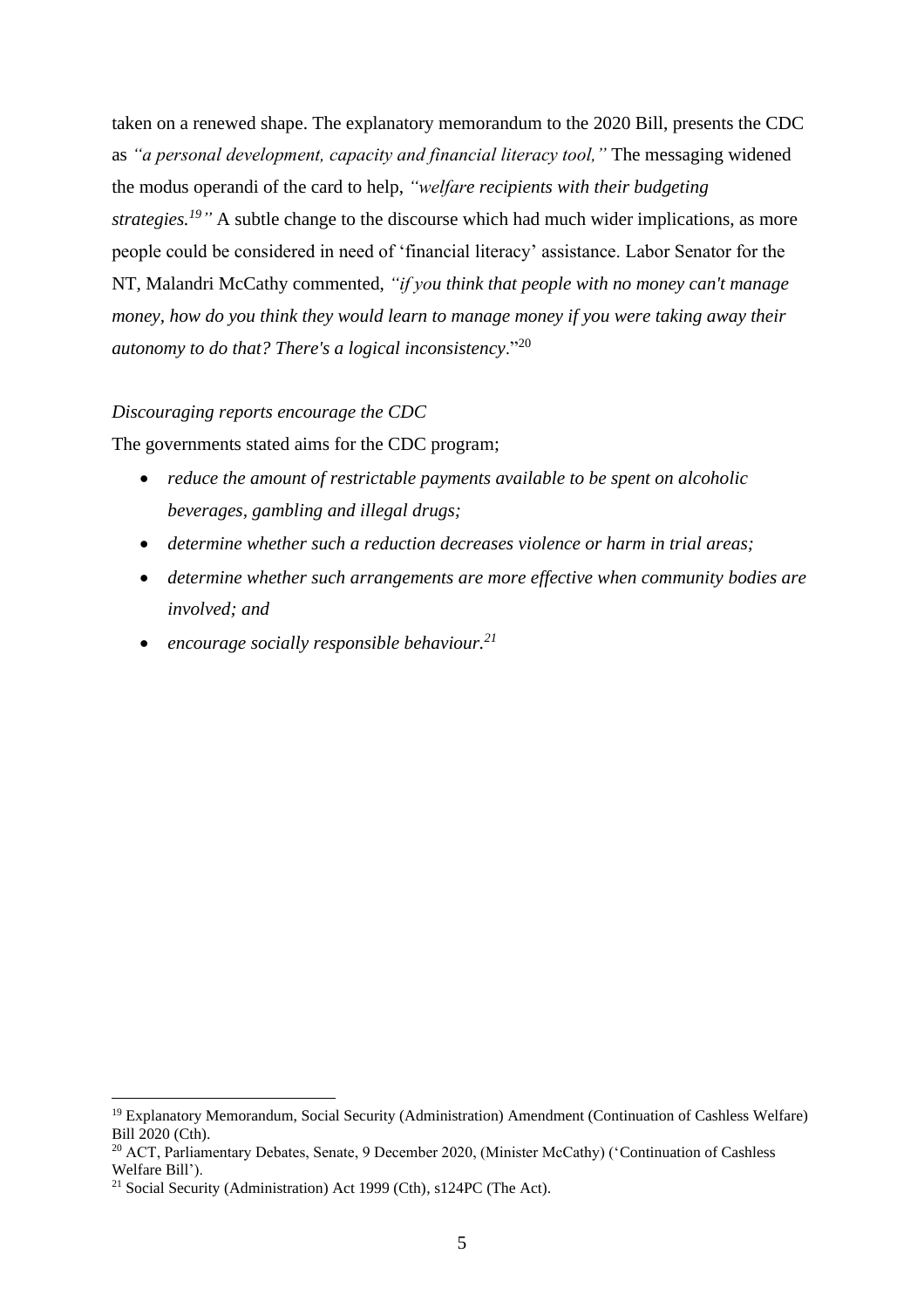taken on a renewed shape. The explanatory memorandum to the 2020 Bill, presents the CDC as *"a personal development, capacity and financial literacy tool,"* The messaging widened the modus operandi of the card to help, *"welfare recipients with their budgeting strategies.*[19]*"* A subtle change to the discourse which had much wider implications, as more people could be considered in need of 'financial literacy' assistance. Labor Senator for the NT, Malandri McCathy commented, *"if you think that people with no money can't manage money, how do you think they would learn to manage money if you were taking away their autonomy to do that? There's a logical inconsistency*."[20]

*Discouraging reports encourage the CDC*

The governments stated aims for the CDC program;

- *reduce the amount of restrictable payments available to be spent on alcoholic beverages, gambling and illegal drugs;*
- *determine whether such a reduction decreases violence or harm in trial areas;*
- *determine whether such arrangements are more effective when community bodies are involved; and*
- *encourage socially responsible behaviour.*[21]

---

[19] Explanatory Memorandum, Social Security (Administration) Amendment (Continuation of Cashless Welfare) Bill 2020 (Cth).

[20] ACT, Parliamentary Debates, Senate, 9 December 2020, (Minister McCathy) ('Continuation of Cashless Welfare Bill').

[21] Social Security (Administration) Act 1999 (Cth), s124PC (The Act).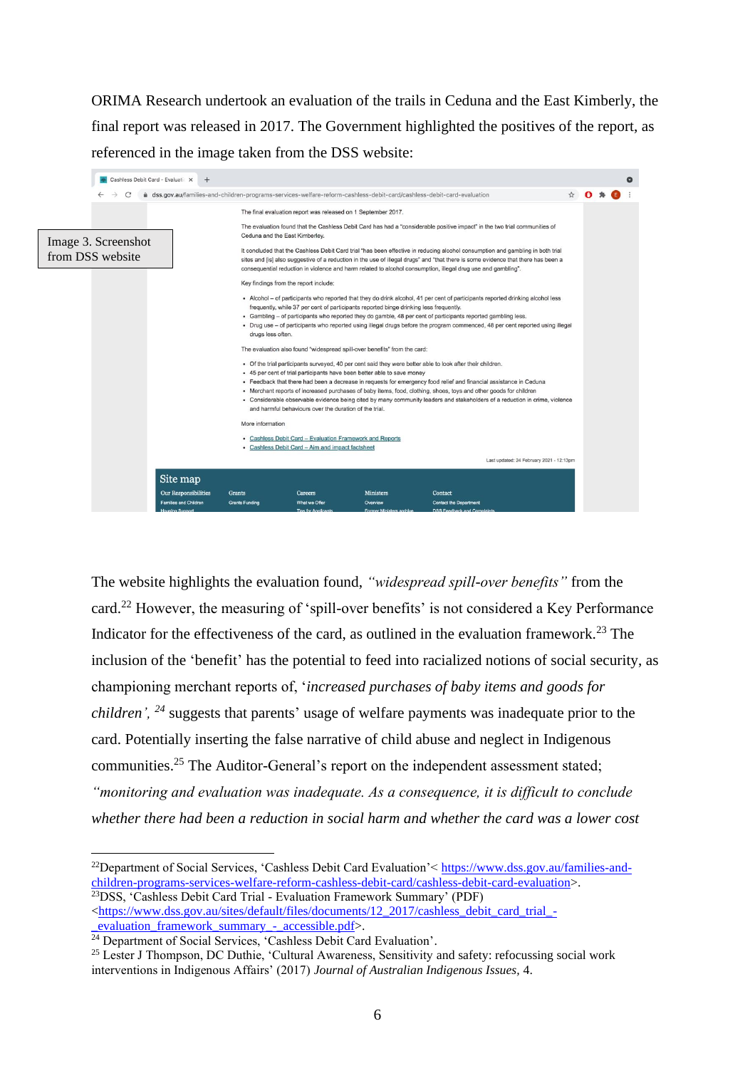ORIMA Research undertook an evaluation of the trails in Ceduna and the East Kimberly, the final report was released in 2017. The Government highlighted the positives of the report, as referenced in the image taken from the DSS website:

Image 3. Screenshot from DSS website

> The final evaluation report was released on 1 September 2017.
>
> The evaluation found that the Cashless Debit Card has had a "considerable positive impact" in the two trial communities of Ceduna and the East Kimberley.
>
> It concluded that the Cashless Debit Card trial "has been effective in reducing alcohol consumption and gambling in both trial sites and [is] also suggestive of a reduction in the use of illegal drugs" and "that there is some evidence that there has been a consequential reduction in violence and harm related to alcohol consumption, illegal drug use and gambling".
>
> Key findings from the report include:
>
> - Alcohol – of participants who reported that they do drink alcohol, 41 per cent of participants reported drinking alcohol less frequently, while 37 per cent of participants reported binge drinking less frequently.
> - Gambling – of participants who reported they do gamble, 48 per cent of participants reported gambling less.
> - Drug use – of participants who reported using illegal drugs before the program commenced, 48 per cent reported using illegal drugs less often.
>
> The evaluation also found "widespread spill-over benefits" from the card:
>
> - Of the trial participants surveyed, 40 per cent said they were better able to look after their children.
> - 45 per cent of trial participants have been better able to save money
> - Feedback that there had been a decrease in requests for emergency food relief and financial assistance in Ceduna
> - Merchant reports of increased purchases of baby items, food, clothing, shoes, toys and other goods for children
> - Considerable observable evidence being cited by many community leaders and stakeholders of a reduction in crime, violence and harmful behaviours over the duration of the trial.
>
> More information
>
> - Cashless Debit Card – Evaluation Framework and Reports
> - Cashless Debit Card – Aim and impact factsheet
>
> Last updated: 24 February 2021 - 12:13pm

The website highlights the evaluation found, *"widespread spill-over benefits"* from the card.[22] However, the measuring of 'spill-over benefits' is not considered a Key Performance Indicator for the effectiveness of the card, as outlined in the evaluation framework.[23] The inclusion of the 'benefit' has the potential to feed into racialized notions of social security, as championing merchant reports of, '*increased purchases of baby items and goods for children*',[24] suggests that parents' usage of welfare payments was inadequate prior to the card. Potentially inserting the false narrative of child abuse and neglect in Indigenous communities.[25] The Auditor-General's report on the independent assessment stated; *"monitoring and evaluation was inadequate. As a consequence, it is difficult to conclude whether there had been a reduction in social harm and whether the card was a lower cost*

---

[22] Department of Social Services, 'Cashless Debit Card Evaluation'< https://www.dss.gov.au/families-and-children-programs-services-welfare-reform-cashless-debit-card/cashless-debit-card-evaluation>.

[23] DSS, 'Cashless Debit Card Trial - Evaluation Framework Summary' (PDF) <https://www.dss.gov.au/sites/default/files/documents/12_2017/cashless_debit_card_trial_-_evaluation_framework_summary_-_accessible.pdf>.

[24] Department of Social Services, 'Cashless Debit Card Evaluation'.

[25] Lester J Thompson, DC Duthie, 'Cultural Awareness, Sensitivity and safety: refocussing social work interventions in Indigenous Affairs' (2017) *Journal of Australian Indigenous Issues,* 4.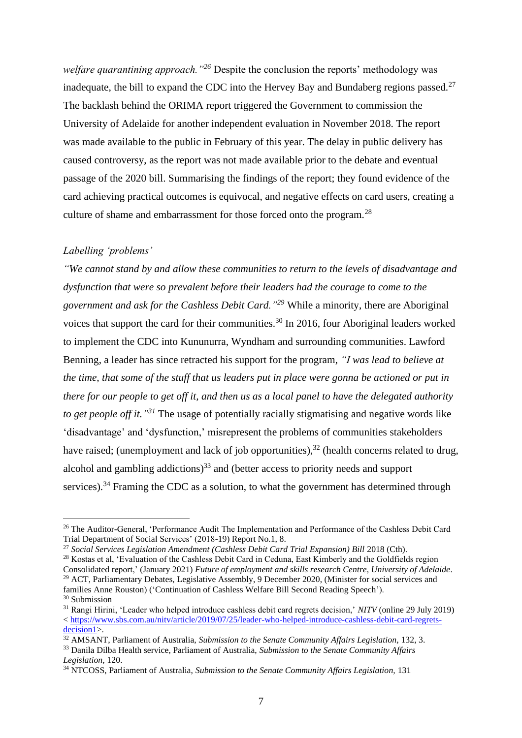*welfare quarantining approach."*[26] Despite the conclusion the reports' methodology was inadequate, the bill to expand the CDC into the Hervey Bay and Bundaberg regions passed.[27] The backlash behind the ORIMA report triggered the Government to commission the University of Adelaide for another independent evaluation in November 2018. The report was made available to the public in February of this year. The delay in public delivery has caused controversy, as the report was not made available prior to the debate and eventual passage of the 2020 bill. Summarising the findings of the report; they found evidence of the card achieving practical outcomes is equivocal, and negative effects on card users, creating a culture of shame and embarrassment for those forced onto the program.[28]

*Labelling 'problems'*

*"We cannot stand by and allow these communities to return to the levels of disadvantage and dysfunction that were so prevalent before their leaders had the courage to come to the government and ask for the Cashless Debit Card."*[29] While a minority, there are Aboriginal voices that support the card for their communities.[30] In 2016, four Aboriginal leaders worked to implement the CDC into Kununurra, Wyndham and surrounding communities. Lawford Benning, a leader has since retracted his support for the program, *"I was lead to believe at the time, that some of the stuff that us leaders put in place were gonna be actioned or put in there for our people to get off it, and then us as a local panel to have the delegated authority to get people off it."*[31] The usage of potentially racially stigmatising and negative words like 'disadvantage' and 'dysfunction,' misrepresent the problems of communities stakeholders have raised; (unemployment and lack of job opportunities),[32] (health concerns related to drug, alcohol and gambling addictions)[33] and (better access to priority needs and support services).[34] Framing the CDC as a solution, to what the government has determined through

---

[26] The Auditor-General, 'Performance Audit The Implementation and Performance of the Cashless Debit Card Trial Department of Social Services' (2018-19) Report No.1, 8.

[27] *Social Services Legislation Amendment (Cashless Debit Card Trial Expansion) Bill* 2018 (Cth).

[28] Kostas et al, 'Evaluation of the Cashless Debit Card in Ceduna, East Kimberly and the Goldfields region Consolidated report,' (January 2021) *Future of employment and skills research Centre, University of Adelaide*.

[29] ACT, Parliamentary Debates, Legislative Assembly, 9 December 2020, (Minister for social services and families Anne Rouston) ('Continuation of Cashless Welfare Bill Second Reading Speech').

[30] Submission

[31] Rangi Hirini, 'Leader who helped introduce cashless debit card regrets decision,' *NITV* (online 29 July 2019) < https://www.sbs.com.au/nitv/article/2019/07/25/leader-who-helped-introduce-cashless-debit-card-regrets-decision1>.

[32] AMSANT, Parliament of Australia, *Submission to the Senate Community Affairs Legislation,* 132, 3.

[33] Danila Dilba Health service, Parliament of Australia, *Submission to the Senate Community Affairs Legislation,* 120.

[34] NTCOSS, Parliament of Australia, *Submission to the Senate Community Affairs Legislation,* 131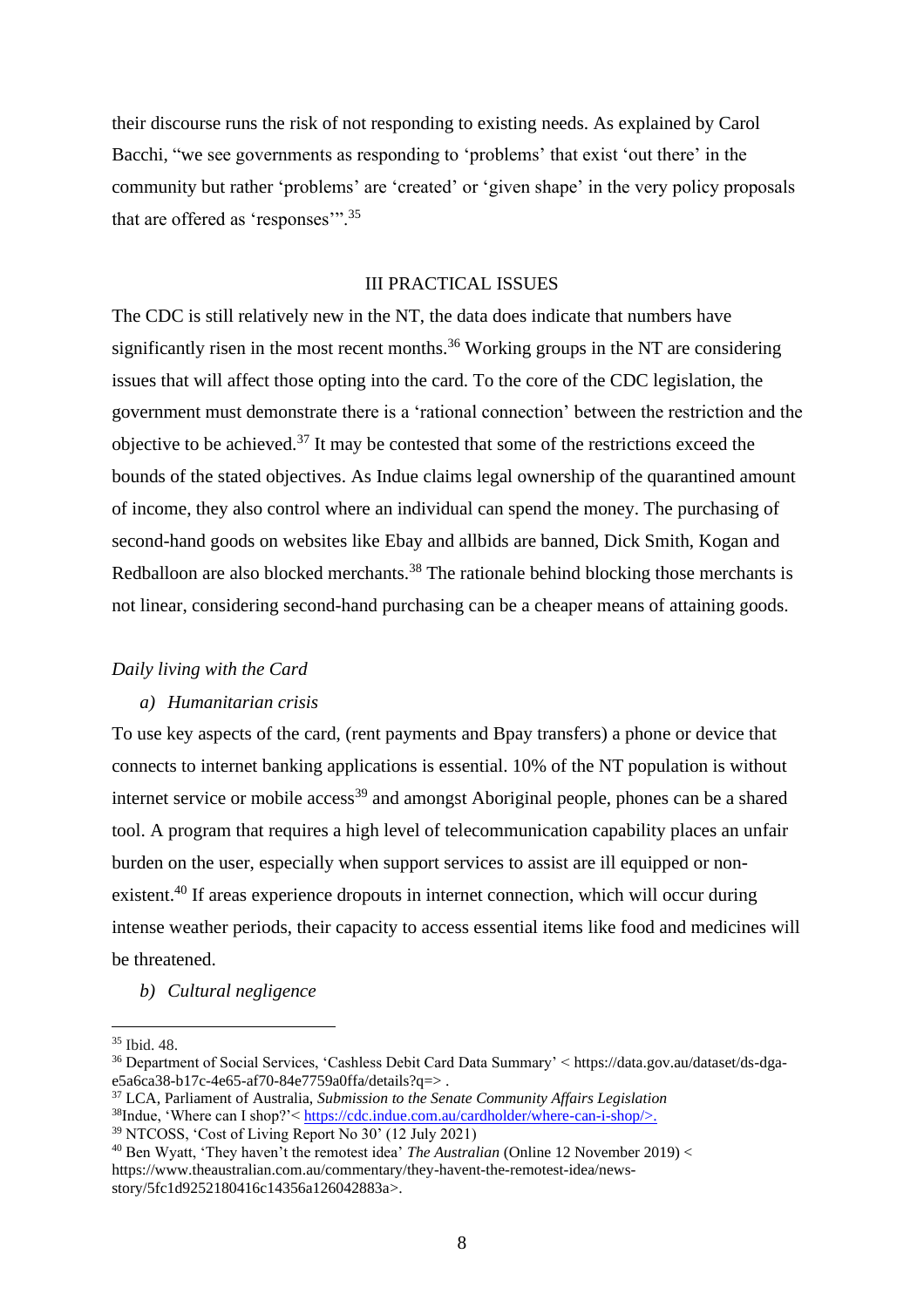their discourse runs the risk of not responding to existing needs. As explained by Carol Bacchi, "we see governments as responding to 'problems' that exist 'out there' in the community but rather 'problems' are 'created' or 'given shape' in the very policy proposals that are offered as 'responses'".[35]

## III PRACTICAL ISSUES

The CDC is still relatively new in the NT, the data does indicate that numbers have significantly risen in the most recent months.[36] Working groups in the NT are considering issues that will affect those opting into the card. To the core of the CDC legislation, the government must demonstrate there is a 'rational connection' between the restriction and the objective to be achieved.[37] It may be contested that some of the restrictions exceed the bounds of the stated objectives. As Indue claims legal ownership of the quarantined amount of income, they also control where an individual can spend the money. The purchasing of second-hand goods on websites like Ebay and allbids are banned, Dick Smith, Kogan and Redballoon are also blocked merchants.[38] The rationale behind blocking those merchants is not linear, considering second-hand purchasing can be a cheaper means of attaining goods.

### *Daily living with the Card*

#### a) *Humanitarian crisis*

To use key aspects of the card, (rent payments and Bpay transfers) a phone or device that connects to internet banking applications is essential. 10% of the NT population is without internet service or mobile access[39] and amongst Aboriginal people, phones can be a shared tool. A program that requires a high level of telecommunication capability places an unfair burden on the user, especially when support services to assist are ill equipped or non-existent.[40] If areas experience dropouts in internet connection, which will occur during intense weather periods, their capacity to access essential items like food and medicines will be threatened.

#### b) *Cultural negligence*

---

[35] Ibid. 48.

[36] Department of Social Services, 'Cashless Debit Card Data Summary' < https://data.gov.au/dataset/ds-dga-e5a6ca38-b17c-4e65-af70-84e7759a0ffa/details?q=> .

[37] LCA, Parliament of Australia, *Submission to the Senate Community Affairs Legislation*

[38] Indue, 'Where can I shop?'< https://cdc.indue.com.au/cardholder/where-can-i-shop/>.

[39] NTCOSS, 'Cost of Living Report No 30' (12 July 2021)

[40] Ben Wyatt, 'They haven't the remotest idea' *The Australian* (Online 12 November 2019) < https://www.theaustralian.com.au/commentary/they-havent-the-remotest-idea/news-story/5fc1d9252180416c14356a126042883a>.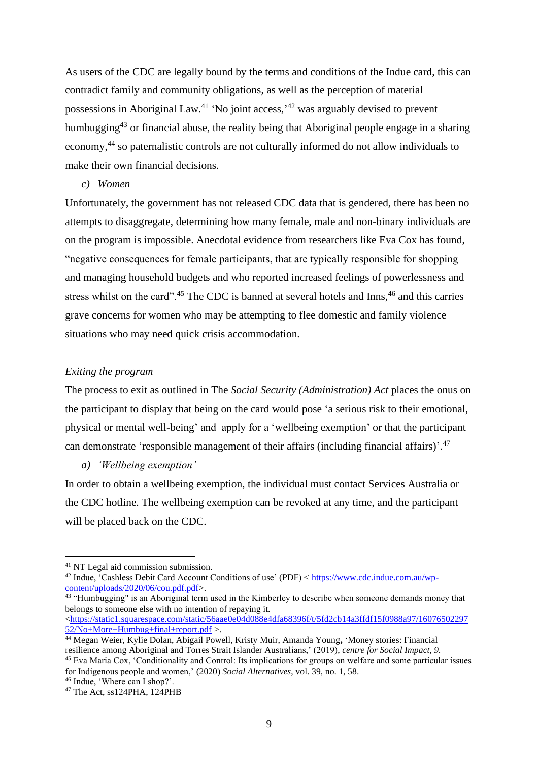As users of the CDC are legally bound by the terms and conditions of the Indue card, this can contradict family and community obligations, as well as the perception of material possessions in Aboriginal Law.[41] 'No joint access,'[42] was arguably devised to prevent humbugging[43] or financial abuse, the reality being that Aboriginal people engage in a sharing economy,[44] so paternalistic controls are not culturally informed do not allow individuals to make their own financial decisions.

*c) Women*

Unfortunately, the government has not released CDC data that is gendered, there has been no attempts to disaggregate, determining how many female, male and non-binary individuals are on the program is impossible. Anecdotal evidence from researchers like Eva Cox has found, "negative consequences for female participants, that are typically responsible for shopping and managing household budgets and who reported increased feelings of powerlessness and stress whilst on the card".[45] The CDC is banned at several hotels and Inns,[46] and this carries grave concerns for women who may be attempting to flee domestic and family violence situations who may need quick crisis accommodation.

*Exiting the program*

The process to exit as outlined in The *Social Security (Administration) Act* places the onus on the participant to display that being on the card would pose 'a serious risk to their emotional, physical or mental well-being' and apply for a 'wellbeing exemption' or that the participant can demonstrate 'responsible management of their affairs (including financial affairs)'.[47]

*a) 'Wellbeing exemption'*

In order to obtain a wellbeing exemption, the individual must contact Services Australia or the CDC hotline. The wellbeing exemption can be revoked at any time, and the participant will be placed back on the CDC.

---

[41] NT Legal aid commission submission.

[42] Indue, 'Cashless Debit Card Account Conditions of use' (PDF) < https://www.cdc.indue.com.au/wp-content/uploads/2020/06/cou.pdf.pdf>.

[43] "Humbugging" is an Aboriginal term used in the Kimberley to describe when someone demands money that belongs to someone else with no intention of repaying it. <https://static1.squarespace.com/static/56aae0e04d088e4dfa68396f/t/5fd2cb14a3ffdf15f0988a97/1607650229752/No+More+Humbug+final+report.pdf >.

[44] Megan Weier, Kylie Dolan, Abigail Powell, Kristy Muir, Amanda Young, 'Money stories: Financial resilience among Aboriginal and Torres Strait Islander Australians,' (2019), *centre for Social Impact, 9.*

[45] Eva Maria Cox, 'Conditionality and Control: Its implications for groups on welfare and some particular issues for Indigenous people and women,' (2020) *Social Alternatives*, vol. 39, no. 1, 58.

[46] Indue, 'Where can I shop?'.

[47] The Act, ss124PHA, 124PHB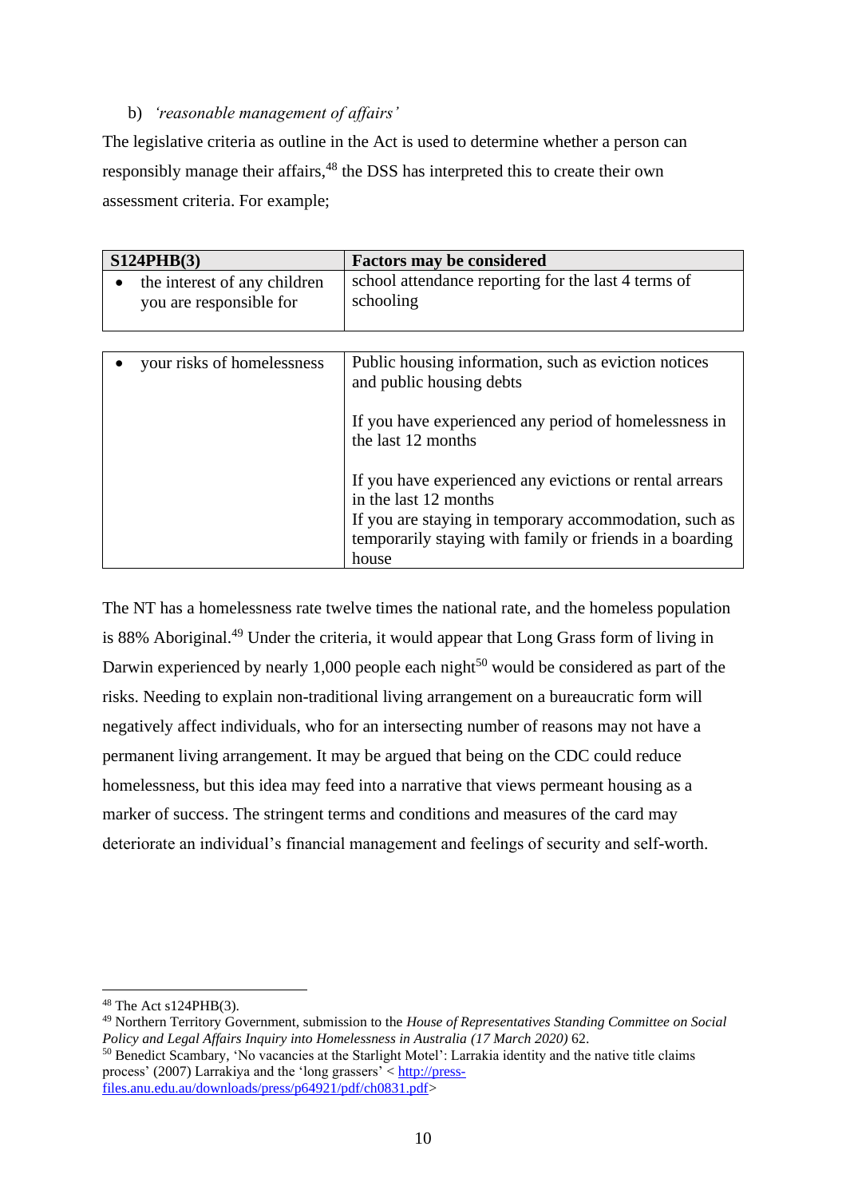b) *'reasonable management of affairs'*

The legislative criteria as outline in the Act is used to determine whether a person can responsibly manage their affairs,[48] the DSS has interpreted this to create their own assessment criteria. For example;

| S124PHB(3) | Factors may be considered |
|---|---|
| • the interest of any children you are responsible for | school attendance reporting for the last 4 terms of schooling |
| • your risks of homelessness | Public housing information, such as eviction notices and public housing debts<br><br>If you have experienced any period of homelessness in the last 12 months<br><br>If you have experienced any evictions or rental arrears in the last 12 months<br>If you are staying in temporary accommodation, such as temporarily staying with family or friends in a boarding house |

The NT has a homelessness rate twelve times the national rate, and the homeless population is 88% Aboriginal.[49] Under the criteria, it would appear that Long Grass form of living in Darwin experienced by nearly 1,000 people each night[50] would be considered as part of the risks. Needing to explain non-traditional living arrangement on a bureaucratic form will negatively affect individuals, who for an intersecting number of reasons may not have a permanent living arrangement. It may be argued that being on the CDC could reduce homelessness, but this idea may feed into a narrative that views permeant housing as a marker of success. The stringent terms and conditions and measures of the card may deteriorate an individual's financial management and feelings of security and self-worth.

---

[48] The Act s124PHB(3).

[49] Northern Territory Government, submission to the *House of Representatives Standing Committee on Social Policy and Legal Affairs Inquiry into Homelessness in Australia (17 March 2020)* 62.

[50] Benedict Scambary, 'No vacancies at the Starlight Motel': Larrakia identity and the native title claims process' (2007) Larrakiya and the 'long grassers' < http://press-files.anu.edu.au/downloads/press/p64921/pdf/ch0831.pdf>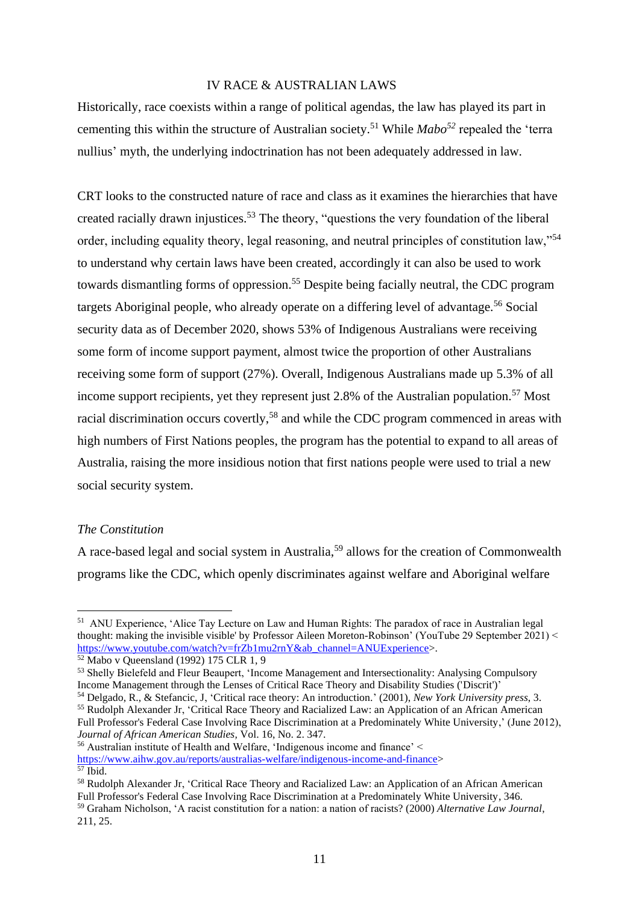## IV RACE & AUSTRALIAN LAWS

Historically, race coexists within a range of political agendas, the law has played its part in cementing this within the structure of Australian society.[51] While *Mabo*[52] repealed the 'terra nullius' myth, the underlying indoctrination has not been adequately addressed in law.

CRT looks to the constructed nature of race and class as it examines the hierarchies that have created racially drawn injustices.[53] The theory, "questions the very foundation of the liberal order, including equality theory, legal reasoning, and neutral principles of constitution law,"[54] to understand why certain laws have been created, accordingly it can also be used to work towards dismantling forms of oppression.[55] Despite being facially neutral, the CDC program targets Aboriginal people, who already operate on a differing level of advantage.[56] Social security data as of December 2020, shows 53% of Indigenous Australians were receiving some form of income support payment, almost twice the proportion of other Australians receiving some form of support (27%). Overall, Indigenous Australians made up 5.3% of all income support recipients, yet they represent just 2.8% of the Australian population.[57] Most racial discrimination occurs covertly,[58] and while the CDC program commenced in areas with high numbers of First Nations peoples, the program has the potential to expand to all areas of Australia, raising the more insidious notion that first nations people were used to trial a new social security system.

### *The Constitution*

A race-based legal and social system in Australia,[59] allows for the creation of Commonwealth programs like the CDC, which openly discriminates against welfare and Aboriginal welfare

---

[51] ANU Experience, 'Alice Tay Lecture on Law and Human Rights: The paradox of race in Australian legal thought: making the invisible visible' by Professor Aileen Moreton-Robinson' (YouTube 29 September 2021) < https://www.youtube.com/watch?v=frZb1mu2rnY&ab_channel=ANUExperience>.

[52] Mabo v Queensland (1992) 175 CLR 1, 9

[53] Shelly Bielefeld and Fleur Beaupert, 'Income Management and Intersectionality: Analysing Compulsory Income Management through the Lenses of Critical Race Theory and Disability Studies ('Discrit')'

[54] Delgado, R., & Stefancic, J, 'Critical race theory: An introduction.' (2001), *New York University press*, 3.

[55] Rudolph Alexander Jr, 'Critical Race Theory and Racialized Law: an Application of an African American Full Professor's Federal Case Involving Race Discrimination at a Predominately White University,' (June 2012), *Journal of African American Studies*, Vol. 16, No. 2. 347.

[56] Australian institute of Health and Welfare, 'Indigenous income and finance' < https://www.aihw.gov.au/reports/australias-welfare/indigenous-income-and-finance>

[57] Ibid.

[58] Rudolph Alexander Jr, 'Critical Race Theory and Racialized Law: an Application of an African American Full Professor's Federal Case Involving Race Discrimination at a Predominately White University, 346.

[59] Graham Nicholson, 'A racist constitution for a nation: a nation of racists? (2000) *Alternative Law Journal*, 211, 25.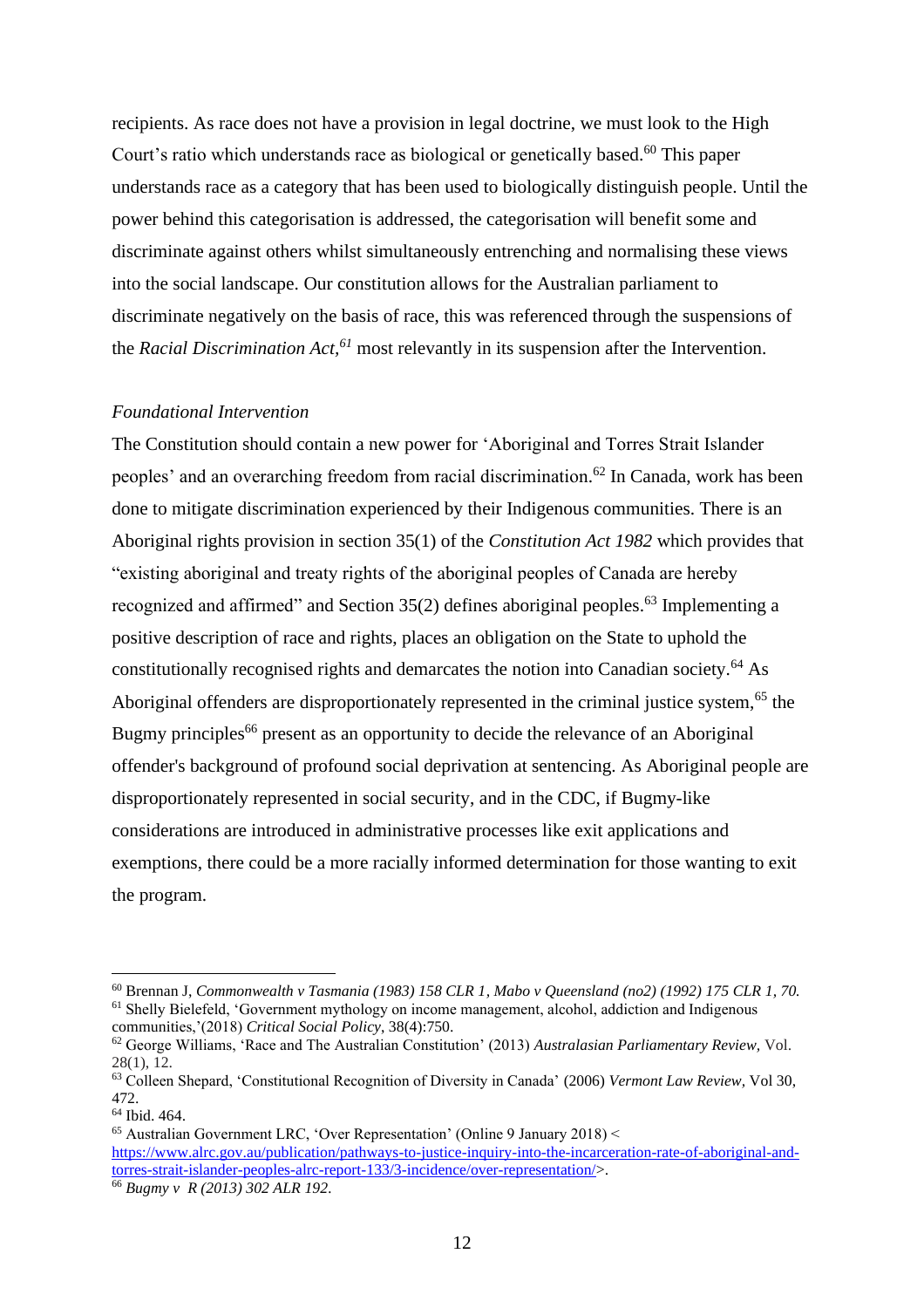recipients. As race does not have a provision in legal doctrine, we must look to the High Court's ratio which understands race as biological or genetically based.[60] This paper understands race as a category that has been used to biologically distinguish people. Until the power behind this categorisation is addressed, the categorisation will benefit some and discriminate against others whilst simultaneously entrenching and normalising these views into the social landscape. Our constitution allows for the Australian parliament to discriminate negatively on the basis of race, this was referenced through the suspensions of the *Racial Discrimination Act,*[61] most relevantly in its suspension after the Intervention.

*Foundational Intervention*

The Constitution should contain a new power for 'Aboriginal and Torres Strait Islander peoples' and an overarching freedom from racial discrimination.[62] In Canada, work has been done to mitigate discrimination experienced by their Indigenous communities. There is an Aboriginal rights provision in section 35(1) of the *Constitution Act 1982* which provides that "existing aboriginal and treaty rights of the aboriginal peoples of Canada are hereby recognized and affirmed" and Section 35(2) defines aboriginal peoples.[63] Implementing a positive description of race and rights, places an obligation on the State to uphold the constitutionally recognised rights and demarcates the notion into Canadian society.[64] As Aboriginal offenders are disproportionately represented in the criminal justice system,[65] the Bugmy principles[66] present as an opportunity to decide the relevance of an Aboriginal offender's background of profound social deprivation at sentencing. As Aboriginal people are disproportionately represented in social security, and in the CDC, if Bugmy-like considerations are introduced in administrative processes like exit applications and exemptions, there could be a more racially informed determination for those wanting to exit the program.

---

[60] Brennan J, *Commonwealth v Tasmania (1983) 158 CLR 1*, *Mabo v Queensland (no2) (1992) 175 CLR 1, 70.*

[61] Shelly Bielefeld, 'Government mythology on income management, alcohol, addiction and Indigenous communities,'(2018) *Critical Social Policy*, 38(4):750.

[62] George Williams, 'Race and The Australian Constitution' (2013) *Australasian Parliamentary Review*, Vol. 28(1), 12.

[63] Colleen Shepard, 'Constitutional Recognition of Diversity in Canada' (2006) *Vermont Law Review*, Vol 30, 472.

[64] Ibid. 464.

[65] Australian Government LRC, 'Over Representation' (Online 9 January 2018) < https://www.alrc.gov.au/publication/pathways-to-justice-inquiry-into-the-incarceration-rate-of-aboriginal-and-torres-strait-islander-peoples-alrc-report-133/3-incidence/over-representation/>.

[66] *Bugmy v R (2013) 302 ALR 192.*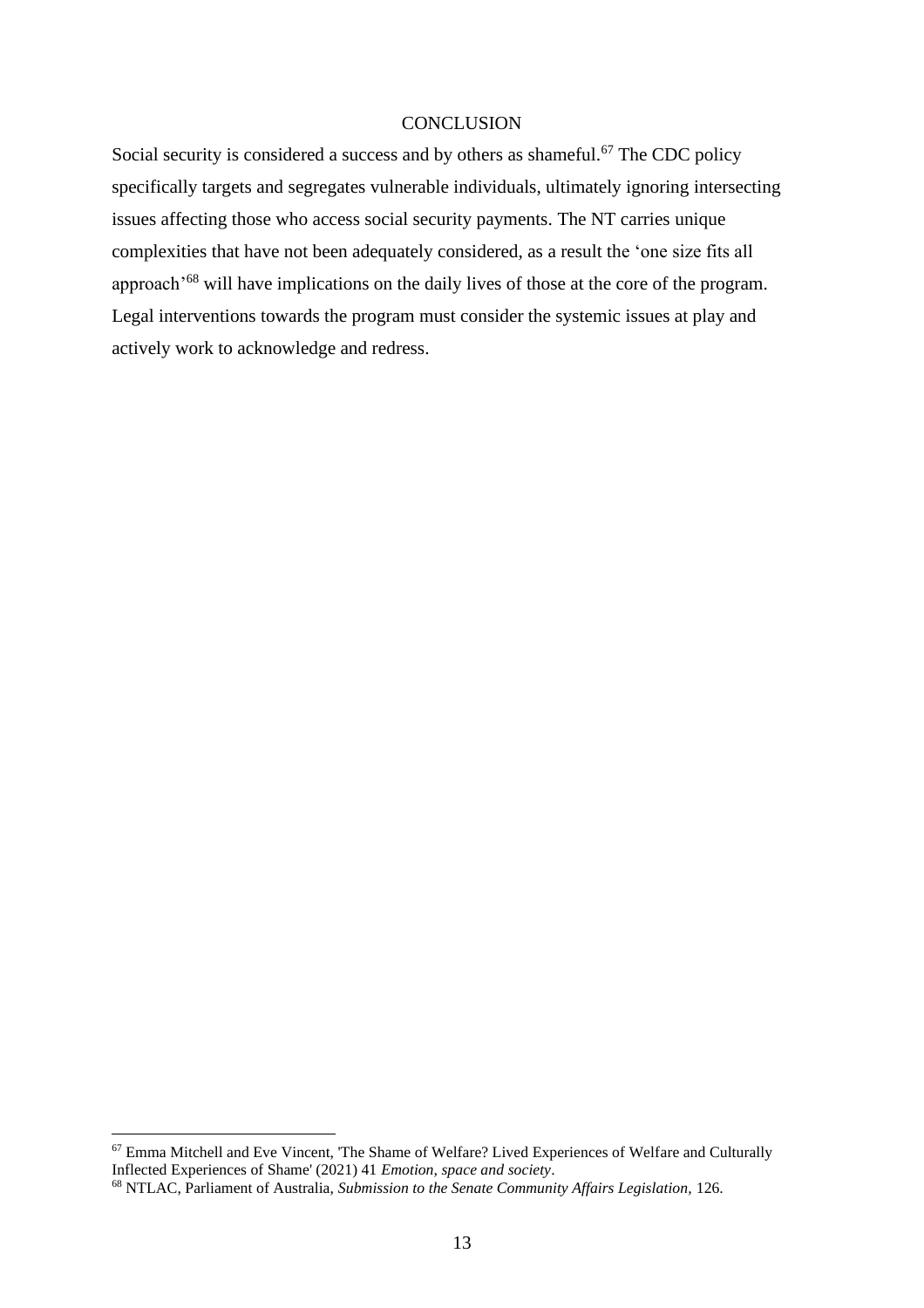# CONCLUSION

Social security is considered a success and by others as shameful.[67] The CDC policy specifically targets and segregates vulnerable individuals, ultimately ignoring intersecting issues affecting those who access social security payments. The NT carries unique complexities that have not been adequately considered, as a result the 'one size fits all approach'[68] will have implications on the daily lives of those at the core of the program. Legal interventions towards the program must consider the systemic issues at play and actively work to acknowledge and redress.

---

[67] Emma Mitchell and Eve Vincent, 'The Shame of Welfare? Lived Experiences of Welfare and Culturally Inflected Experiences of Shame' (2021) 41 *Emotion, space and society*.

[68] NTLAC, Parliament of Australia, *Submission to the Senate Community Affairs Legislation,* 126.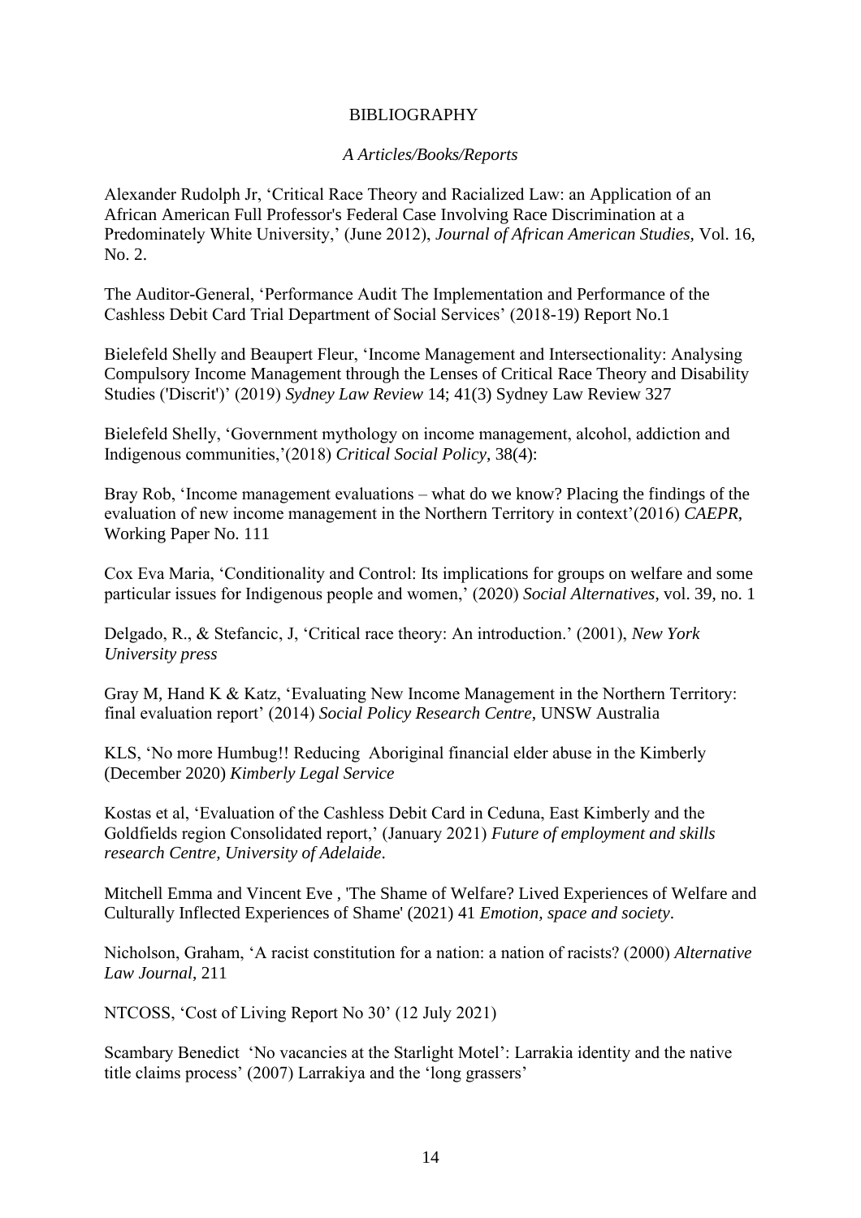# BIBLIOGRAPHY

*A Articles/Books/Reports*

Alexander Rudolph Jr, 'Critical Race Theory and Racialized Law: an Application of an African American Full Professor's Federal Case Involving Race Discrimination at a Predominately White University,' (June 2012), *Journal of African American Studies*, Vol. 16, No. 2.

The Auditor-General, 'Performance Audit The Implementation and Performance of the Cashless Debit Card Trial Department of Social Services' (2018-19) Report No.1

Bielefeld Shelly and Beaupert Fleur, 'Income Management and Intersectionality: Analysing Compulsory Income Management through the Lenses of Critical Race Theory and Disability Studies ('Discrit')' (2019) *Sydney Law Review* 14; 41(3) Sydney Law Review 327

Bielefeld Shelly, 'Government mythology on income management, alcohol, addiction and Indigenous communities,'(2018) *Critical Social Policy*, 38(4):

Bray Rob, 'Income management evaluations – what do we know? Placing the findings of the evaluation of new income management in the Northern Territory in context'(2016) *CAEPR*, Working Paper No. 111

Cox Eva Maria, 'Conditionality and Control: Its implications for groups on welfare and some particular issues for Indigenous people and women,' (2020) *Social Alternatives*, vol. 39, no. 1

Delgado, R., & Stefancic, J, 'Critical race theory: An introduction.' (2001), *New York University press*

Gray M, Hand K & Katz, 'Evaluating New Income Management in the Northern Territory: final evaluation report' (2014) *Social Policy Research Centre*, UNSW Australia

KLS, 'No more Humbug!! Reducing Aboriginal financial elder abuse in the Kimberly (December 2020) *Kimberly Legal Service*

Kostas et al, 'Evaluation of the Cashless Debit Card in Ceduna, East Kimberly and the Goldfields region Consolidated report,' (January 2021) *Future of employment and skills research Centre, University of Adelaide*.

Mitchell Emma and Vincent Eve , 'The Shame of Welfare? Lived Experiences of Welfare and Culturally Inflected Experiences of Shame' (2021) 41 *Emotion, space and society*.

Nicholson, Graham, 'A racist constitution for a nation: a nation of racists? (2000) *Alternative Law Journal*, 211

NTCOSS, 'Cost of Living Report No 30' (12 July 2021)

Scambary Benedict 'No vacancies at the Starlight Motel': Larrakia identity and the native title claims process' (2007) Larrakiya and the 'long grassers'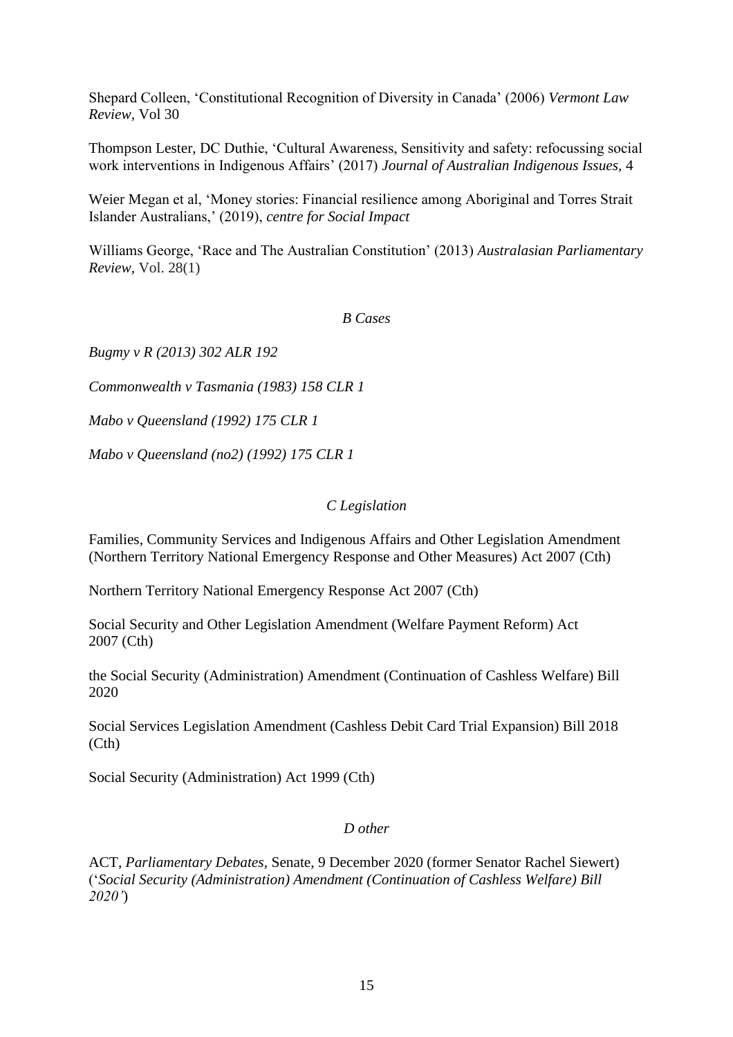Shepard Colleen, 'Constitutional Recognition of Diversity in Canada' (2006) *Vermont Law Review,* Vol 30

Thompson Lester, DC Duthie, 'Cultural Awareness, Sensitivity and safety: refocussing social work interventions in Indigenous Affairs' (2017) *Journal of Australian Indigenous Issues*, 4

Weier Megan et al, 'Money stories: Financial resilience among Aboriginal and Torres Strait Islander Australians,' (2019), *centre for Social Impact*

Williams George, 'Race and The Australian Constitution' (2013) *Australasian Parliamentary Review*, Vol. 28(1)

### *B Cases*

*Bugmy v R (2013) 302 ALR 192*

*Commonwealth v Tasmania (1983) 158 CLR 1*

*Mabo v Queensland (1992) 175 CLR 1*

*Mabo v Queensland (no2) (1992) 175 CLR 1*

### *C Legislation*

Families, Community Services and Indigenous Affairs and Other Legislation Amendment (Northern Territory National Emergency Response and Other Measures) Act 2007 (Cth)

Northern Territory National Emergency Response Act 2007 (Cth)

Social Security and Other Legislation Amendment (Welfare Payment Reform) Act 2007 (Cth)

the Social Security (Administration) Amendment (Continuation of Cashless Welfare) Bill 2020

Social Services Legislation Amendment (Cashless Debit Card Trial Expansion) Bill 2018 (Cth)

Social Security (Administration) Act 1999 (Cth)

### *D other*

ACT, *Parliamentary Debates*, Senate, 9 December 2020 (former Senator Rachel Siewert) ('*Social Security (Administration) Amendment (Continuation of Cashless Welfare) Bill 2020'*)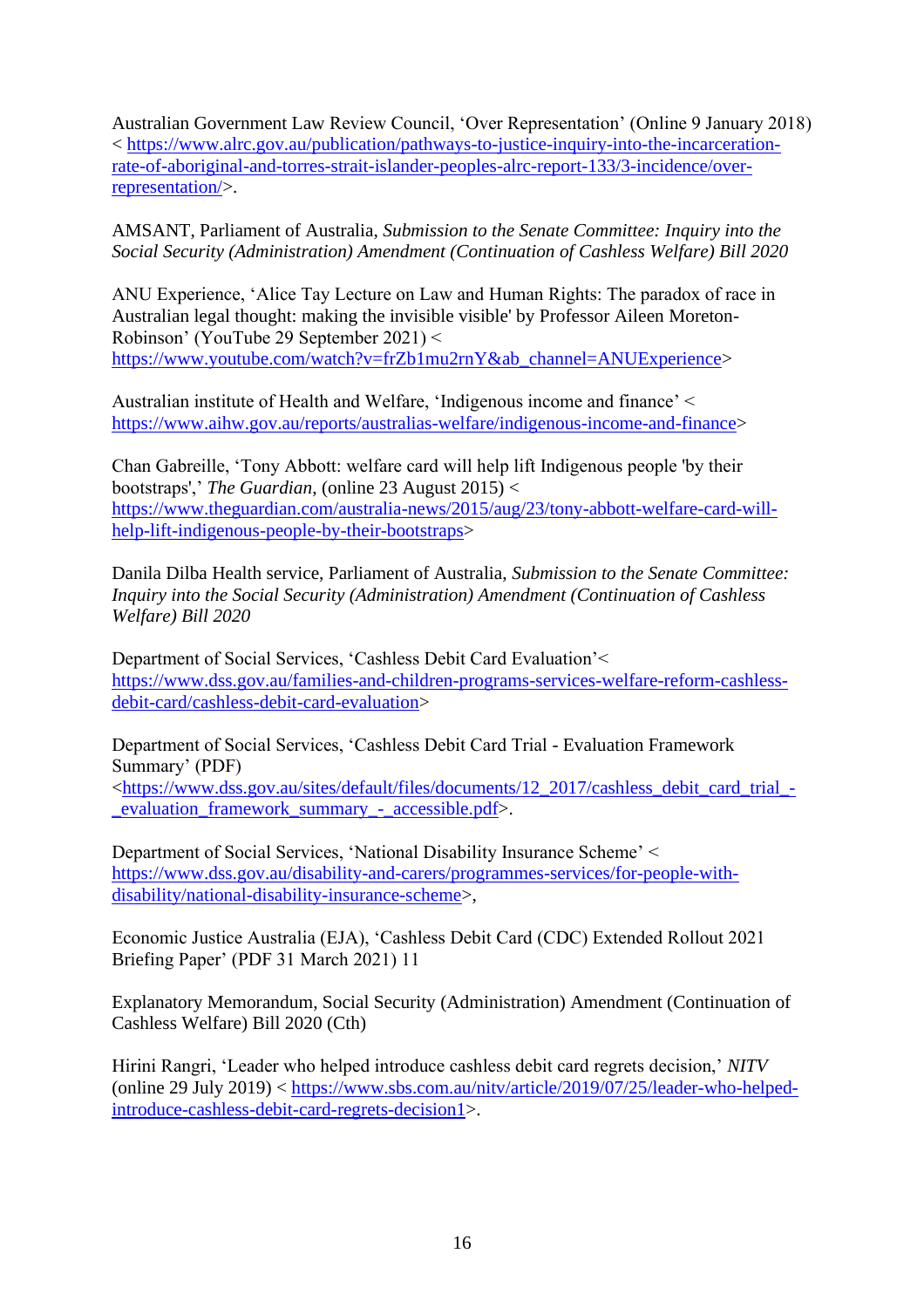Australian Government Law Review Council, ‘Over Representation’ (Online 9 January 2018) < https://www.alrc.gov.au/publication/pathways-to-justice-inquiry-into-the-incarceration-rate-of-aboriginal-and-torres-strait-islander-peoples-alrc-report-133/3-incidence/over-representation/>.

AMSANT, Parliament of Australia, *Submission to the Senate Committee: Inquiry into the Social Security (Administration) Amendment (Continuation of Cashless Welfare) Bill 2020*

ANU Experience, ‘Alice Tay Lecture on Law and Human Rights: The paradox of race in Australian legal thought: making the invisible visible' by Professor Aileen Moreton-Robinson’ (YouTube 29 September 2021) < https://www.youtube.com/watch?v=frZb1mu2rnY&ab_channel=ANUExperience>

Australian institute of Health and Welfare, ‘Indigenous income and finance’ < https://www.aihw.gov.au/reports/australias-welfare/indigenous-income-and-finance>

Chan Gabreille, ‘Tony Abbott: welfare card will help lift Indigenous people 'by their bootstraps',’ *The Guardian*, (online 23 August 2015) < https://www.theguardian.com/australia-news/2015/aug/23/tony-abbott-welfare-card-will-help-lift-indigenous-people-by-their-bootstraps>

Danila Dilba Health service, Parliament of Australia, *Submission to the Senate Committee: Inquiry into the Social Security (Administration) Amendment (Continuation of Cashless Welfare) Bill 2020*

Department of Social Services, ‘Cashless Debit Card Evaluation’< https://www.dss.gov.au/families-and-children-programs-services-welfare-reform-cashless-debit-card/cashless-debit-card-evaluation>

Department of Social Services, ‘Cashless Debit Card Trial - Evaluation Framework Summary’ (PDF) <https://www.dss.gov.au/sites/default/files/documents/12_2017/cashless_debit_card_trial_-_evaluation_framework_summary_-_accessible.pdf>.

Department of Social Services, ‘National Disability Insurance Scheme’ < https://www.dss.gov.au/disability-and-carers/programmes-services/for-people-with-disability/national-disability-insurance-scheme>,

Economic Justice Australia (EJA), ‘Cashless Debit Card (CDC) Extended Rollout 2021 Briefing Paper’ (PDF 31 March 2021) 11

Explanatory Memorandum, Social Security (Administration) Amendment (Continuation of Cashless Welfare) Bill 2020 (Cth)

Hirini Rangri, ‘Leader who helped introduce cashless debit card regrets decision,’ *NITV* (online 29 July 2019) < https://www.sbs.com.au/nitv/article/2019/07/25/leader-who-helped-introduce-cashless-debit-card-regrets-decision1>.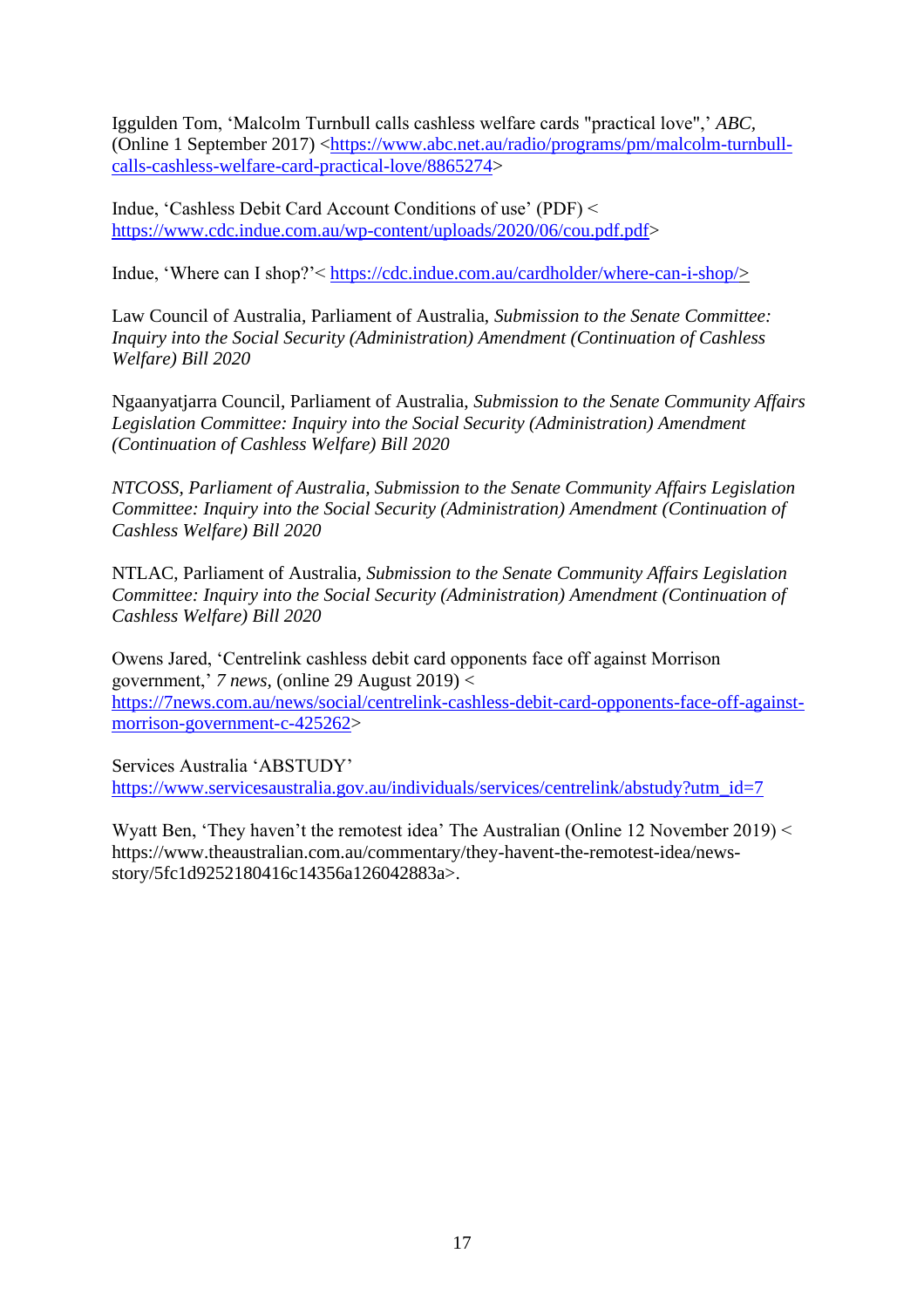Iggulden Tom, 'Malcolm Turnbull calls cashless welfare cards "practical love",' *ABC*, (Online 1 September 2017) <https://www.abc.net.au/radio/programs/pm/malcolm-turnbull-calls-cashless-welfare-card-practical-love/8865274>

Indue, 'Cashless Debit Card Account Conditions of use' (PDF) < https://www.cdc.indue.com.au/wp-content/uploads/2020/06/cou.pdf.pdf>

Indue, 'Where can I shop?'< https://cdc.indue.com.au/cardholder/where-can-i-shop/>

Law Council of Australia, Parliament of Australia, *Submission to the Senate Committee: Inquiry into the Social Security (Administration) Amendment (Continuation of Cashless Welfare) Bill 2020*

Ngaanyatjarra Council, Parliament of Australia, *Submission to the Senate Community Affairs Legislation Committee: Inquiry into the Social Security (Administration) Amendment (Continuation of Cashless Welfare) Bill 2020*

*NTCOSS, Parliament of Australia, Submission to the Senate Community Affairs Legislation Committee: Inquiry into the Social Security (Administration) Amendment (Continuation of Cashless Welfare) Bill 2020*

NTLAC, Parliament of Australia, *Submission to the Senate Community Affairs Legislation Committee: Inquiry into the Social Security (Administration) Amendment (Continuation of Cashless Welfare) Bill 2020*

Owens Jared, 'Centrelink cashless debit card opponents face off against Morrison government,' *7 news*, (online 29 August 2019) < https://7news.com.au/news/social/centrelink-cashless-debit-card-opponents-face-off-against-morrison-government-c-425262>

Services Australia 'ABSTUDY' https://www.servicesaustralia.gov.au/individuals/services/centrelink/abstudy?utm_id=7

Wyatt Ben, 'They haven't the remotest idea' The Australian (Online 12 November 2019) < https://www.theaustralian.com.au/commentary/they-havent-the-remotest-idea/news-story/5fc1d9252180416c14356a126042883a>.